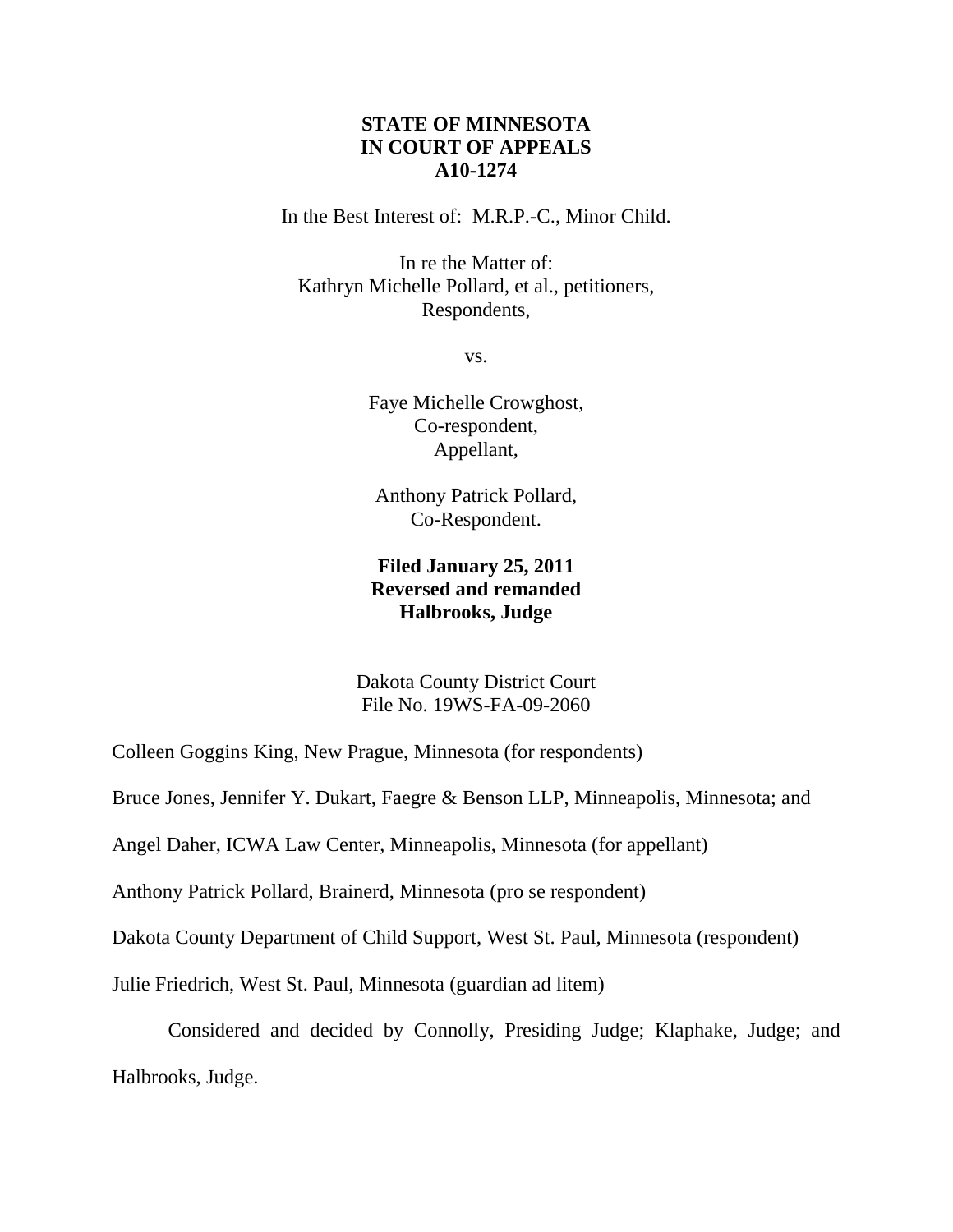**STATE OF MINNESOTA**
**IN COURT OF APPEALS**
**A10-1274**

In the Best Interest of: M.R.P.-C., Minor Child.

In re the Matter of:
Kathryn Michelle Pollard, et al., petitioners,
Respondents,

vs.

Faye Michelle Crowghost,
Co-respondent,
Appellant,

Anthony Patrick Pollard,
Co-Respondent.

**Filed January 25, 2011**
**Reversed and remanded**
**Halbrooks, Judge**

Dakota County District Court
File No. 19WS-FA-09-2060

Colleen Goggins King, New Prague, Minnesota (for respondents)

Bruce Jones, Jennifer Y. Dukart, Faegre & Benson LLP, Minneapolis, Minnesota; and

Angel Daher, ICWA Law Center, Minneapolis, Minnesota (for appellant)

Anthony Patrick Pollard, Brainerd, Minnesota (pro se respondent)

Dakota County Department of Child Support, West St. Paul, Minnesota (respondent)

Julie Friedrich, West St. Paul, Minnesota (guardian ad litem)

Considered and decided by Connolly, Presiding Judge; Klaphake, Judge; and Halbrooks, Judge.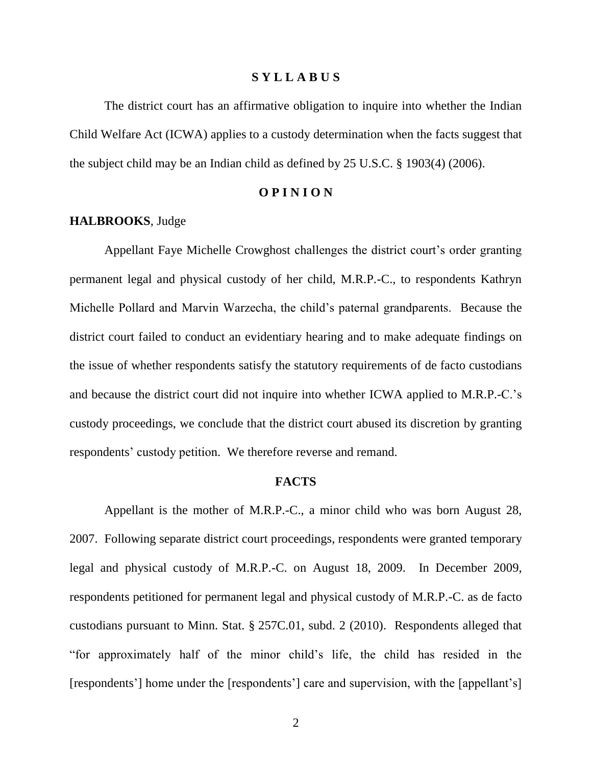## S Y L L A B U S

The district court has an affirmative obligation to inquire into whether the Indian Child Welfare Act (ICWA) applies to a custody determination when the facts suggest that the subject child may be an Indian child as defined by 25 U.S.C. § 1903(4) (2006).

## O P I N I O N

**HALBROOKS**, Judge

Appellant Faye Michelle Crowghost challenges the district court's order granting permanent legal and physical custody of her child, M.R.P.-C., to respondents Kathryn Michelle Pollard and Marvin Warzecha, the child's paternal grandparents. Because the district court failed to conduct an evidentiary hearing and to make adequate findings on the issue of whether respondents satisfy the statutory requirements of de facto custodians and because the district court did not inquire into whether ICWA applied to M.R.P.-C.'s custody proceedings, we conclude that the district court abused its discretion by granting respondents' custody petition. We therefore reverse and remand.

## FACTS

Appellant is the mother of M.R.P.-C., a minor child who was born August 28, 2007. Following separate district court proceedings, respondents were granted temporary legal and physical custody of M.R.P.-C. on August 18, 2009. In December 2009, respondents petitioned for permanent legal and physical custody of M.R.P.-C. as de facto custodians pursuant to Minn. Stat. § 257C.01, subd. 2 (2010). Respondents alleged that "for approximately half of the minor child's life, the child has resided in the [respondents'] home under the [respondents'] care and supervision, with the [appellant's]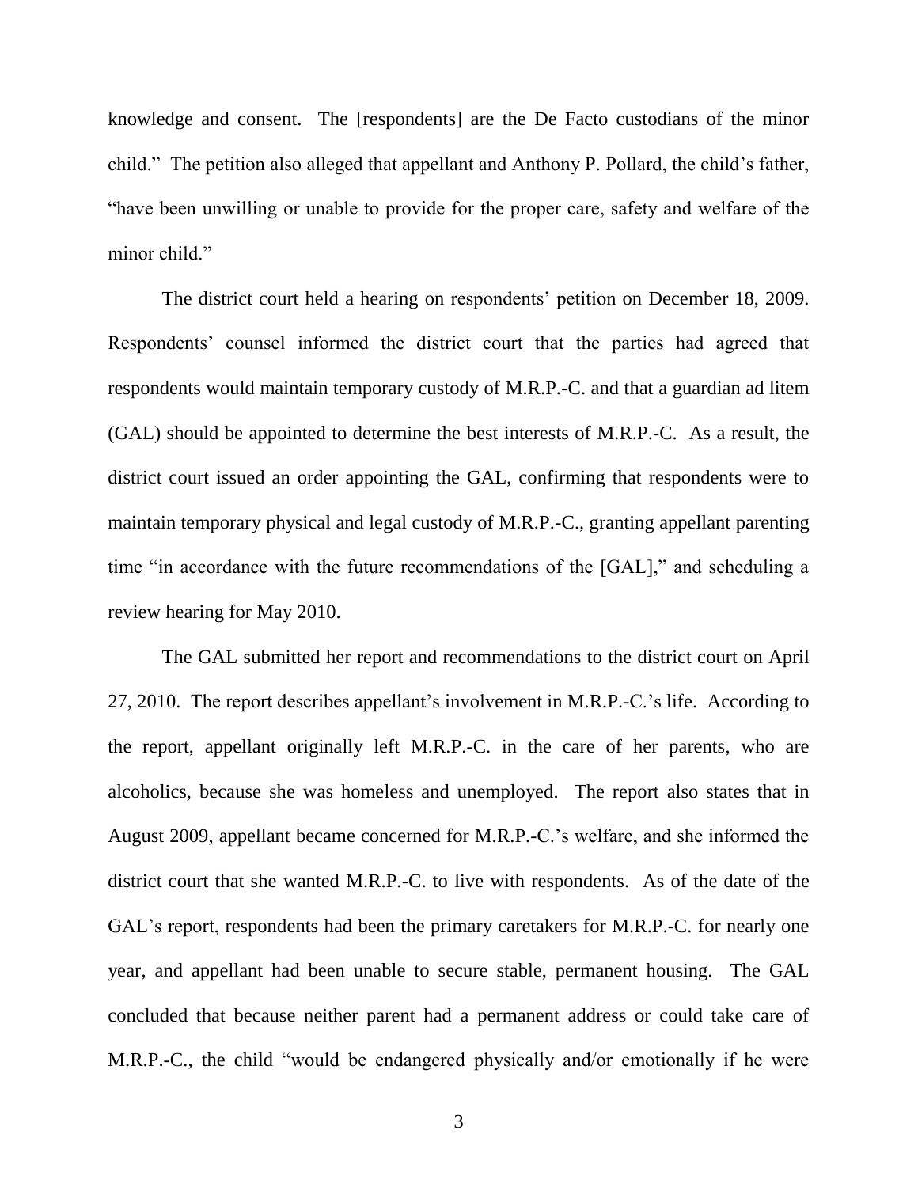knowledge and consent. The [respondents] are the De Facto custodians of the minor child." The petition also alleged that appellant and Anthony P. Pollard, the child's father, "have been unwilling or unable to provide for the proper care, safety and welfare of the minor child."

The district court held a hearing on respondents' petition on December 18, 2009. Respondents' counsel informed the district court that the parties had agreed that respondents would maintain temporary custody of M.R.P.-C. and that a guardian ad litem (GAL) should be appointed to determine the best interests of M.R.P.-C. As a result, the district court issued an order appointing the GAL, confirming that respondents were to maintain temporary physical and legal custody of M.R.P.-C., granting appellant parenting time "in accordance with the future recommendations of the [GAL]," and scheduling a review hearing for May 2010.

The GAL submitted her report and recommendations to the district court on April 27, 2010. The report describes appellant's involvement in M.R.P.-C.'s life. According to the report, appellant originally left M.R.P.-C. in the care of her parents, who are alcoholics, because she was homeless and unemployed. The report also states that in August 2009, appellant became concerned for M.R.P.-C.'s welfare, and she informed the district court that she wanted M.R.P.-C. to live with respondents. As of the date of the GAL's report, respondents had been the primary caretakers for M.R.P.-C. for nearly one year, and appellant had been unable to secure stable, permanent housing. The GAL concluded that because neither parent had a permanent address or could take care of M.R.P.-C., the child "would be endangered physically and/or emotionally if he were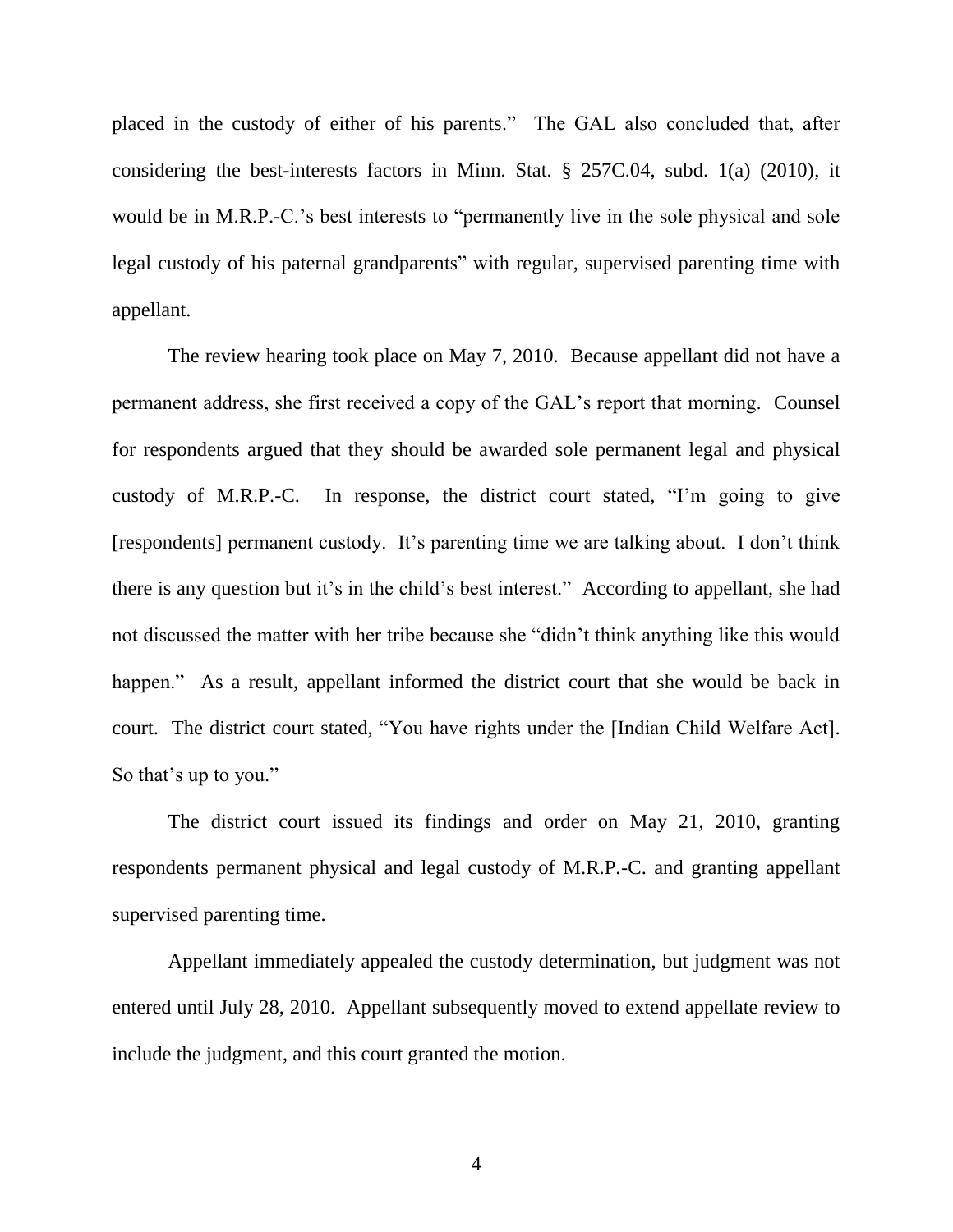placed in the custody of either of his parents." The GAL also concluded that, after considering the best-interests factors in Minn. Stat. § 257C.04, subd. 1(a) (2010), it would be in M.R.P.-C.'s best interests to "permanently live in the sole physical and sole legal custody of his paternal grandparents" with regular, supervised parenting time with appellant.

The review hearing took place on May 7, 2010. Because appellant did not have a permanent address, she first received a copy of the GAL's report that morning. Counsel for respondents argued that they should be awarded sole permanent legal and physical custody of M.R.P.-C. In response, the district court stated, "I'm going to give [respondents] permanent custody. It's parenting time we are talking about. I don't think there is any question but it's in the child's best interest." According to appellant, she had not discussed the matter with her tribe because she "didn't think anything like this would happen." As a result, appellant informed the district court that she would be back in court. The district court stated, "You have rights under the [Indian Child Welfare Act]. So that's up to you."

The district court issued its findings and order on May 21, 2010, granting respondents permanent physical and legal custody of M.R.P.-C. and granting appellant supervised parenting time.

Appellant immediately appealed the custody determination, but judgment was not entered until July 28, 2010. Appellant subsequently moved to extend appellate review to include the judgment, and this court granted the motion.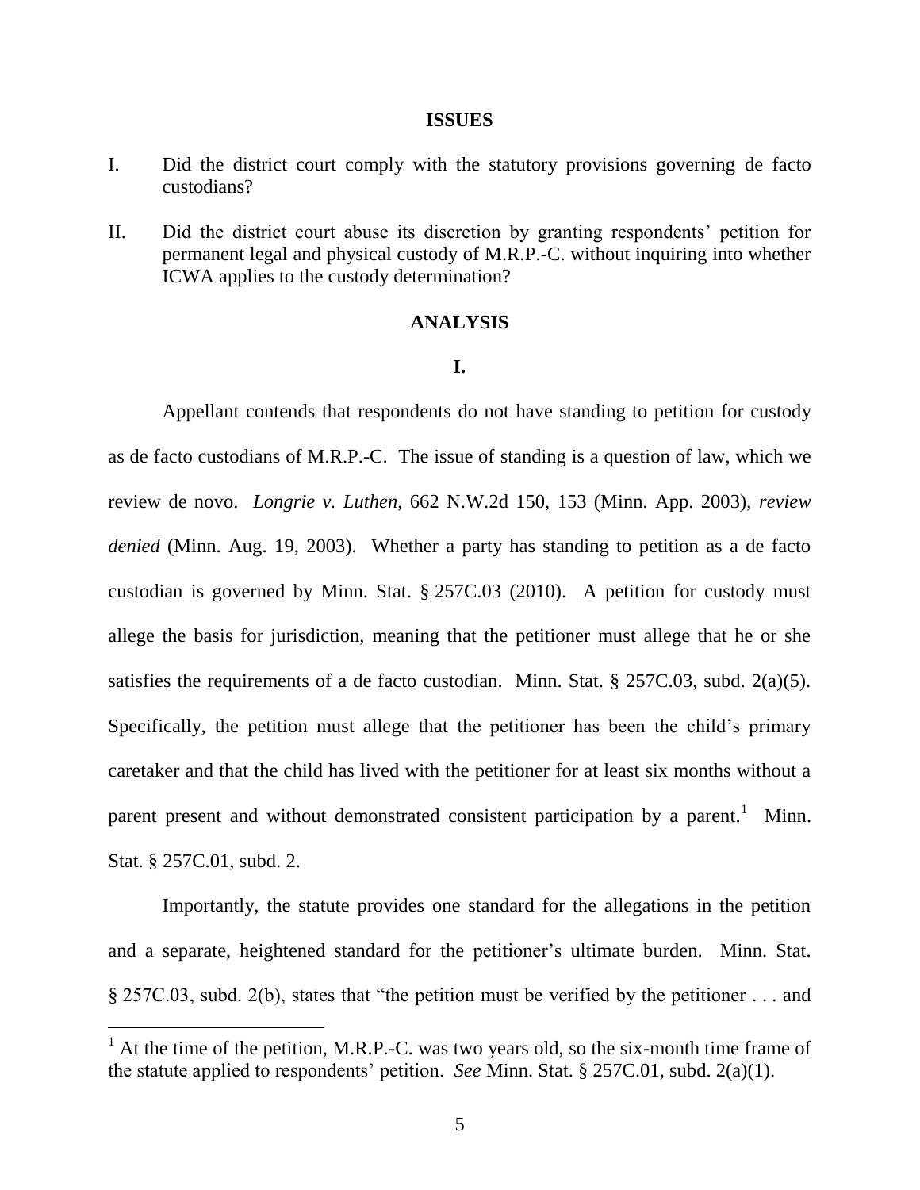## ISSUES

I. Did the district court comply with the statutory provisions governing de facto custodians?

II. Did the district court abuse its discretion by granting respondents' petition for permanent legal and physical custody of M.R.P.-C. without inquiring into whether ICWA applies to the custody determination?

## ANALYSIS

### I.

Appellant contends that respondents do not have standing to petition for custody as de facto custodians of M.R.P.-C. The issue of standing is a question of law, which we review de novo. *Longrie v. Luthen*, 662 N.W.2d 150, 153 (Minn. App. 2003), *review denied* (Minn. Aug. 19, 2003). Whether a party has standing to petition as a de facto custodian is governed by Minn. Stat. § 257C.03 (2010). A petition for custody must allege the basis for jurisdiction, meaning that the petitioner must allege that he or she satisfies the requirements of a de facto custodian. Minn. Stat. § 257C.03, subd. 2(a)(5). Specifically, the petition must allege that the petitioner has been the child's primary caretaker and that the child has lived with the petitioner for at least six months without a parent present and without demonstrated consistent participation by a parent.[1] Minn. Stat. § 257C.01, subd. 2.

Importantly, the statute provides one standard for the allegations in the petition and a separate, heightened standard for the petitioner's ultimate burden. Minn. Stat. § 257C.03, subd. 2(b), states that "the petition must be verified by the petitioner . . . and

[1] At the time of the petition, M.R.P.-C. was two years old, so the six-month time frame of the statute applied to respondents' petition. *See* Minn. Stat. § 257C.01, subd. 2(a)(1).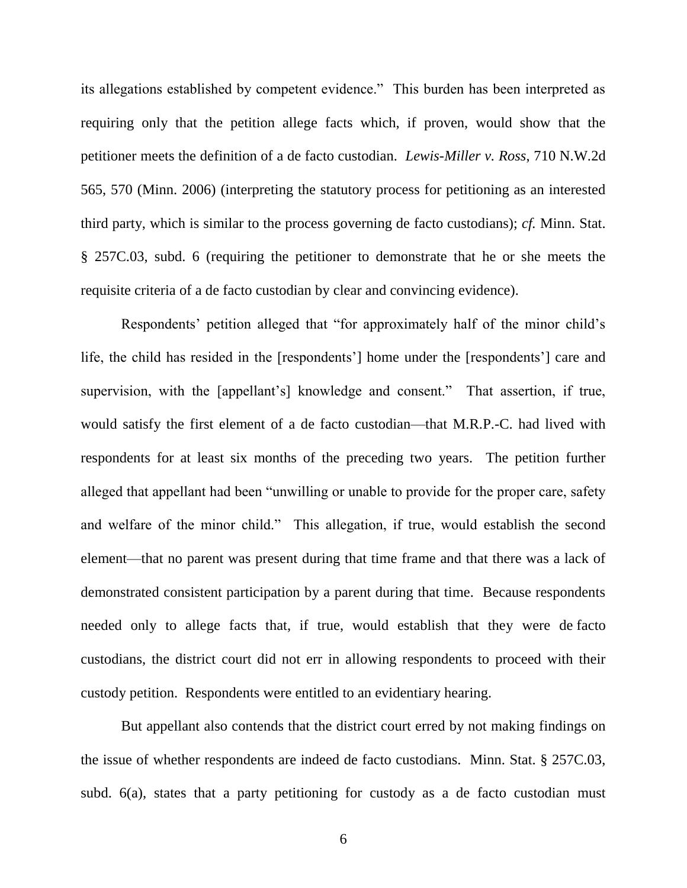its allegations established by competent evidence." This burden has been interpreted as requiring only that the petition allege facts which, if proven, would show that the petitioner meets the definition of a de facto custodian. *Lewis-Miller v. Ross*, 710 N.W.2d 565, 570 (Minn. 2006) (interpreting the statutory process for petitioning as an interested third party, which is similar to the process governing de facto custodians); *cf.* Minn. Stat. § 257C.03, subd. 6 (requiring the petitioner to demonstrate that he or she meets the requisite criteria of a de facto custodian by clear and convincing evidence).

Respondents' petition alleged that "for approximately half of the minor child's life, the child has resided in the [respondents'] home under the [respondents'] care and supervision, with the [appellant's] knowledge and consent." That assertion, if true, would satisfy the first element of a de facto custodian—that M.R.P.-C. had lived with respondents for at least six months of the preceding two years. The petition further alleged that appellant had been "unwilling or unable to provide for the proper care, safety and welfare of the minor child." This allegation, if true, would establish the second element—that no parent was present during that time frame and that there was a lack of demonstrated consistent participation by a parent during that time. Because respondents needed only to allege facts that, if true, would establish that they were de facto custodians, the district court did not err in allowing respondents to proceed with their custody petition. Respondents were entitled to an evidentiary hearing.

But appellant also contends that the district court erred by not making findings on the issue of whether respondents are indeed de facto custodians. Minn. Stat. § 257C.03, subd. 6(a), states that a party petitioning for custody as a de facto custodian must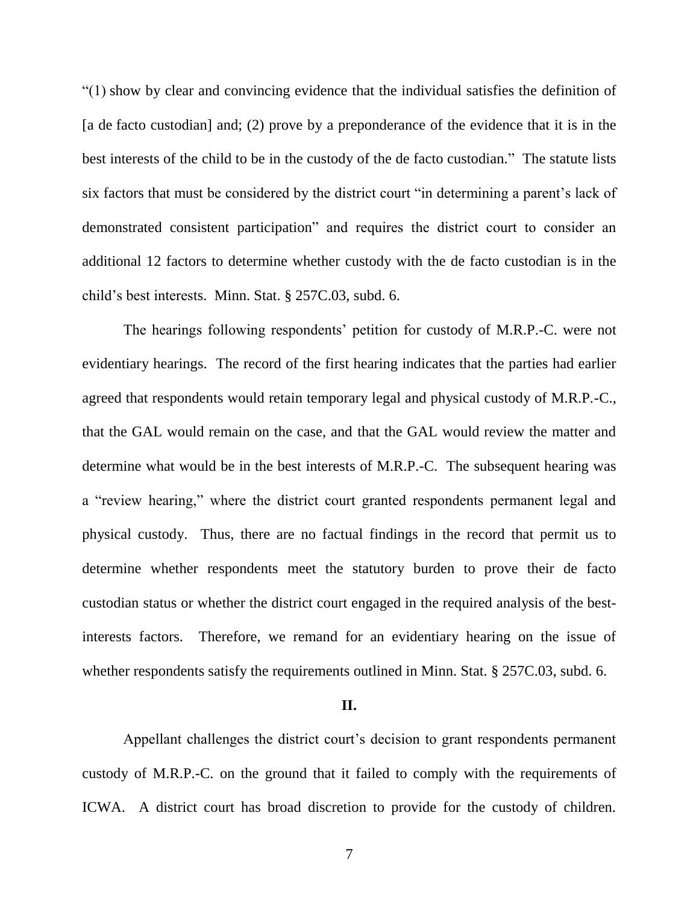"(1) show by clear and convincing evidence that the individual satisfies the definition of [a de facto custodian] and; (2) prove by a preponderance of the evidence that it is in the best interests of the child to be in the custody of the de facto custodian." The statute lists six factors that must be considered by the district court "in determining a parent's lack of demonstrated consistent participation" and requires the district court to consider an additional 12 factors to determine whether custody with the de facto custodian is in the child's best interests. Minn. Stat. § 257C.03, subd. 6.

The hearings following respondents' petition for custody of M.R.P.-C. were not evidentiary hearings. The record of the first hearing indicates that the parties had earlier agreed that respondents would retain temporary legal and physical custody of M.R.P.-C., that the GAL would remain on the case, and that the GAL would review the matter and determine what would be in the best interests of M.R.P.-C. The subsequent hearing was a "review hearing," where the district court granted respondents permanent legal and physical custody. Thus, there are no factual findings in the record that permit us to determine whether respondents meet the statutory burden to prove their de facto custodian status or whether the district court engaged in the required analysis of the best-interests factors. Therefore, we remand for an evidentiary hearing on the issue of whether respondents satisfy the requirements outlined in Minn. Stat. § 257C.03, subd. 6.

**II.**

Appellant challenges the district court's decision to grant respondents permanent custody of M.R.P.-C. on the ground that it failed to comply with the requirements of ICWA. A district court has broad discretion to provide for the custody of children.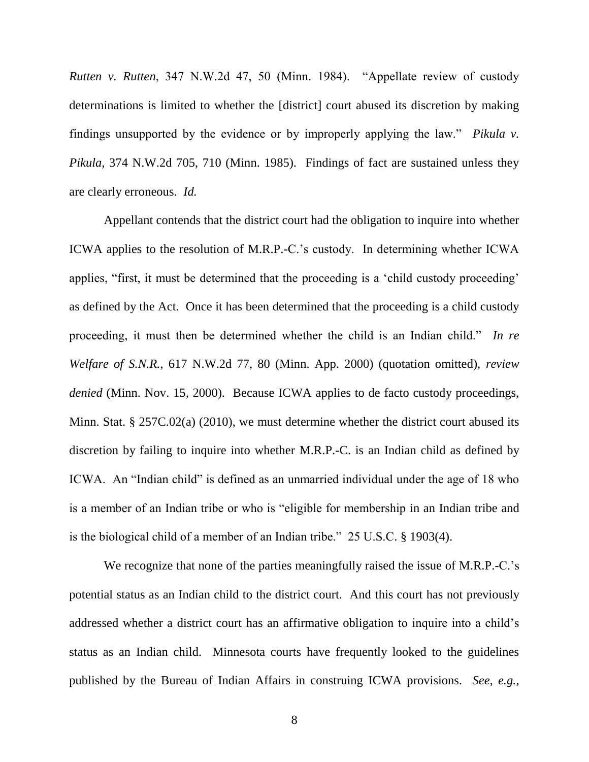*Rutten v. Rutten*, 347 N.W.2d 47, 50 (Minn. 1984). "Appellate review of custody determinations is limited to whether the [district] court abused its discretion by making findings unsupported by the evidence or by improperly applying the law." *Pikula v. Pikula*, 374 N.W.2d 705, 710 (Minn. 1985). Findings of fact are sustained unless they are clearly erroneous. *Id.*

Appellant contends that the district court had the obligation to inquire into whether ICWA applies to the resolution of M.R.P.-C.'s custody. In determining whether ICWA applies, "first, it must be determined that the proceeding is a 'child custody proceeding' as defined by the Act. Once it has been determined that the proceeding is a child custody proceeding, it must then be determined whether the child is an Indian child." *In re Welfare of S.N.R.*, 617 N.W.2d 77, 80 (Minn. App. 2000) (quotation omitted), *review denied* (Minn. Nov. 15, 2000). Because ICWA applies to de facto custody proceedings, Minn. Stat. § 257C.02(a) (2010), we must determine whether the district court abused its discretion by failing to inquire into whether M.R.P.-C. is an Indian child as defined by ICWA. An "Indian child" is defined as an unmarried individual under the age of 18 who is a member of an Indian tribe or who is "eligible for membership in an Indian tribe and is the biological child of a member of an Indian tribe." 25 U.S.C. § 1903(4).

We recognize that none of the parties meaningfully raised the issue of M.R.P.-C.'s potential status as an Indian child to the district court. And this court has not previously addressed whether a district court has an affirmative obligation to inquire into a child's status as an Indian child. Minnesota courts have frequently looked to the guidelines published by the Bureau of Indian Affairs in construing ICWA provisions. *See, e.g.*,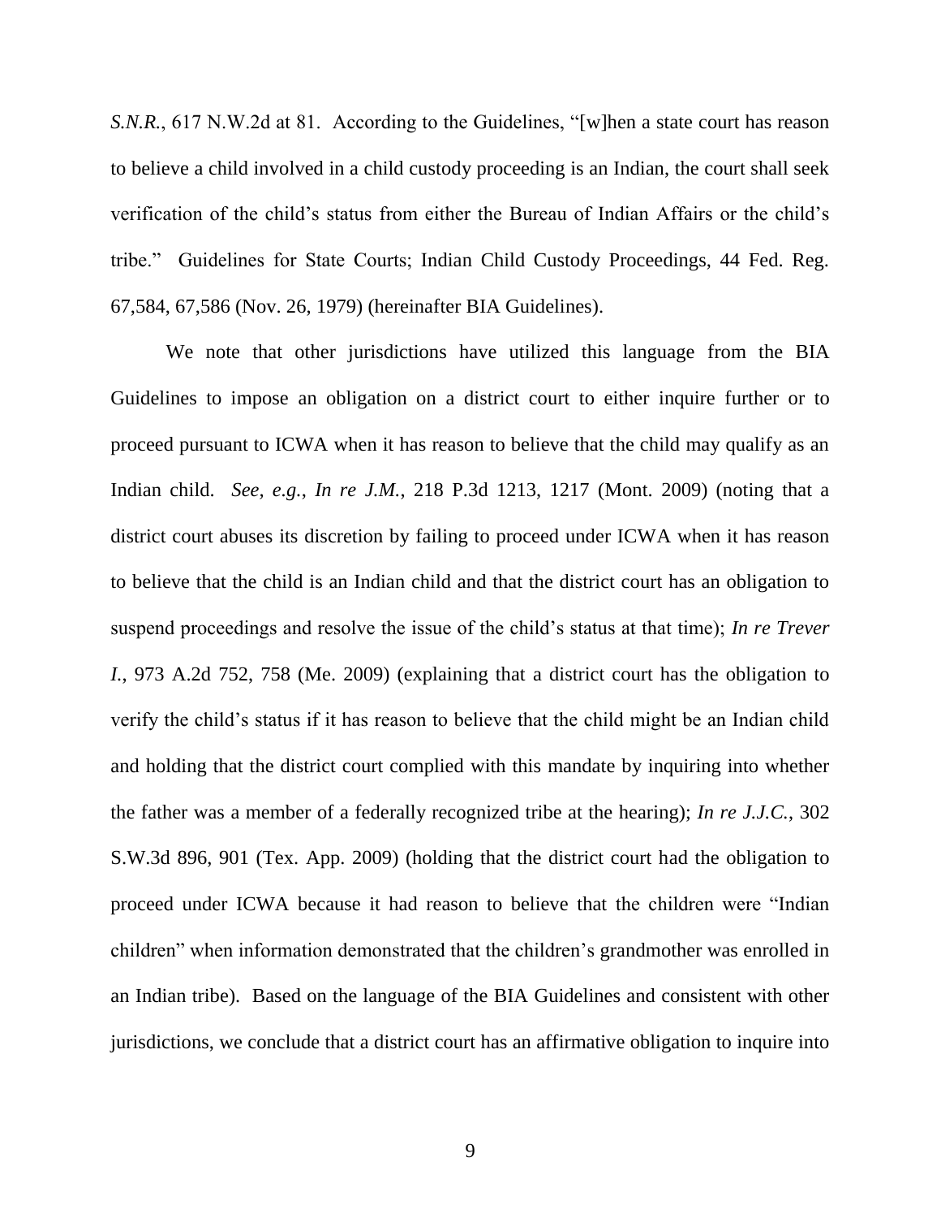*S.N.R.*, 617 N.W.2d at 81. According to the Guidelines, "[w]hen a state court has reason to believe a child involved in a child custody proceeding is an Indian, the court shall seek verification of the child's status from either the Bureau of Indian Affairs or the child's tribe." Guidelines for State Courts; Indian Child Custody Proceedings, 44 Fed. Reg. 67,584, 67,586 (Nov. 26, 1979) (hereinafter BIA Guidelines).

We note that other jurisdictions have utilized this language from the BIA Guidelines to impose an obligation on a district court to either inquire further or to proceed pursuant to ICWA when it has reason to believe that the child may qualify as an Indian child. *See, e.g.*, *In re J.M.*, 218 P.3d 1213, 1217 (Mont. 2009) (noting that a district court abuses its discretion by failing to proceed under ICWA when it has reason to believe that the child is an Indian child and that the district court has an obligation to suspend proceedings and resolve the issue of the child's status at that time); *In re Trever I.*, 973 A.2d 752, 758 (Me. 2009) (explaining that a district court has the obligation to verify the child's status if it has reason to believe that the child might be an Indian child and holding that the district court complied with this mandate by inquiring into whether the father was a member of a federally recognized tribe at the hearing); *In re J.J.C.*, 302 S.W.3d 896, 901 (Tex. App. 2009) (holding that the district court had the obligation to proceed under ICWA because it had reason to believe that the children were "Indian children" when information demonstrated that the children's grandmother was enrolled in an Indian tribe). Based on the language of the BIA Guidelines and consistent with other jurisdictions, we conclude that a district court has an affirmative obligation to inquire into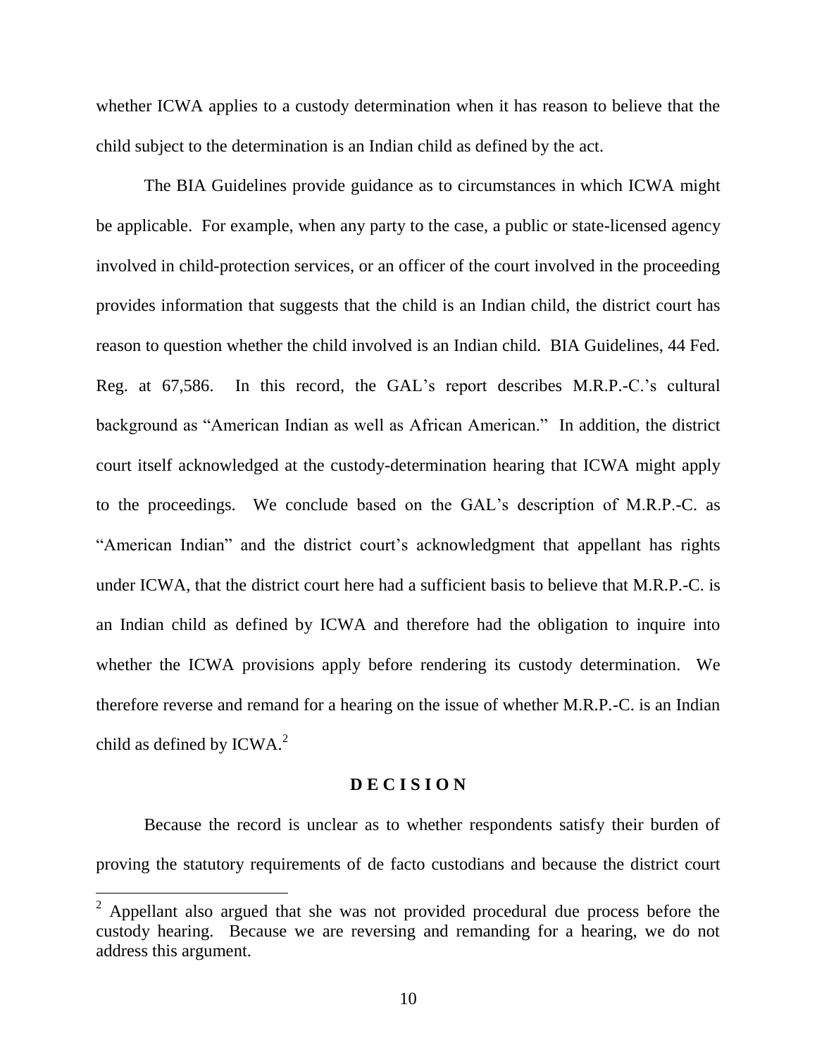whether ICWA applies to a custody determination when it has reason to believe that the child subject to the determination is an Indian child as defined by the act.

The BIA Guidelines provide guidance as to circumstances in which ICWA might be applicable. For example, when any party to the case, a public or state-licensed agency involved in child-protection services, or an officer of the court involved in the proceeding provides information that suggests that the child is an Indian child, the district court has reason to question whether the child involved is an Indian child. BIA Guidelines, 44 Fed. Reg. at 67,586. In this record, the GAL's report describes M.R.P.-C.'s cultural background as "American Indian as well as African American." In addition, the district court itself acknowledged at the custody-determination hearing that ICWA might apply to the proceedings. We conclude based on the GAL's description of M.R.P.-C. as "American Indian" and the district court's acknowledgment that appellant has rights under ICWA, that the district court here had a sufficient basis to believe that M.R.P.-C. is an Indian child as defined by ICWA and therefore had the obligation to inquire into whether the ICWA provisions apply before rendering its custody determination. We therefore reverse and remand for a hearing on the issue of whether M.R.P.-C. is an Indian child as defined by ICWA.[2]

## D E C I S I O N

Because the record is unclear as to whether respondents satisfy their burden of proving the statutory requirements of de facto custodians and because the district court

---

[2] Appellant also argued that she was not provided procedural due process before the custody hearing. Because we are reversing and remanding for a hearing, we do not address this argument.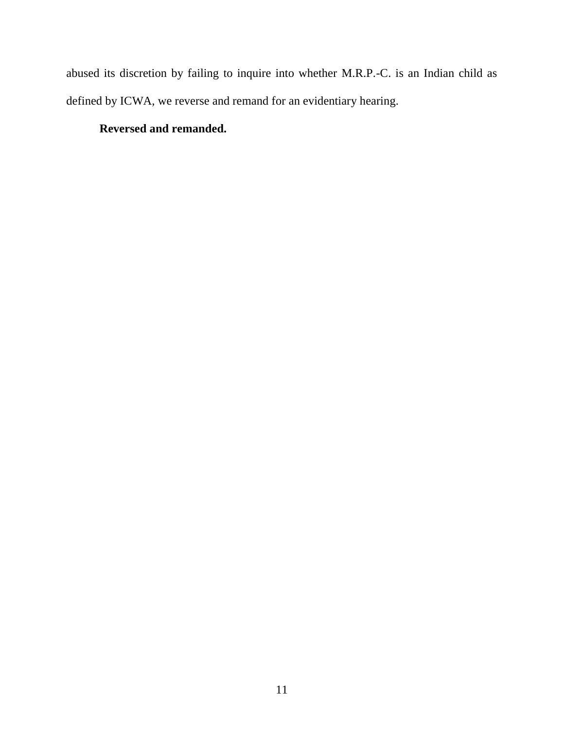abused its discretion by failing to inquire into whether M.R.P.-C. is an Indian child as defined by ICWA, we reverse and remand for an evidentiary hearing.

**Reversed and remanded.**